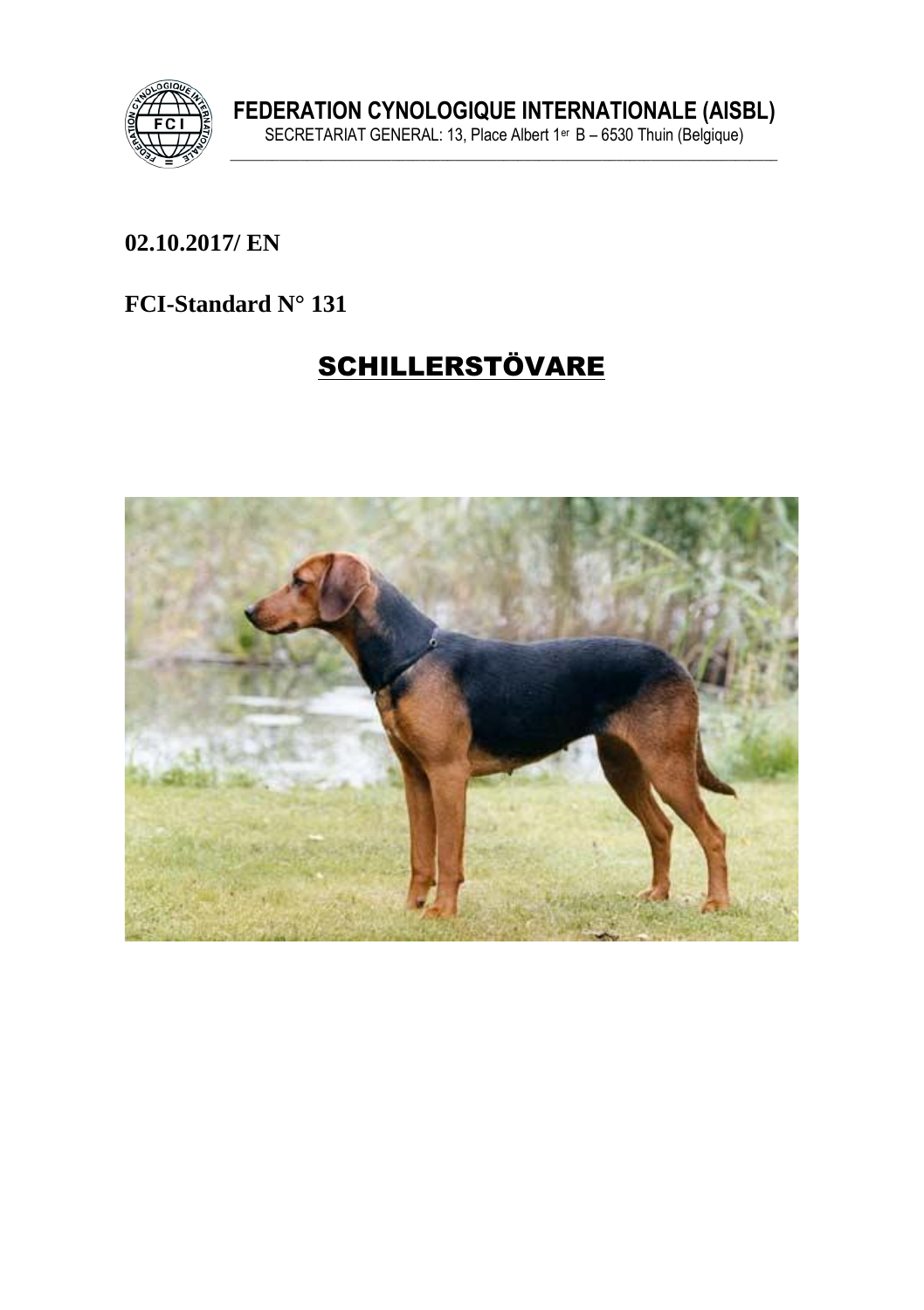**FEDERATION CYNOLOGIQUE INTERNATIONALE (AISBL)**

SECRETARIAT GENERAL: 13, Place Albert 1er B – 6530 Thuin (Belgique)

**02.10.2017/ EN**

**FCI-Standard N° 131**

# SCHILLERSTÖVARE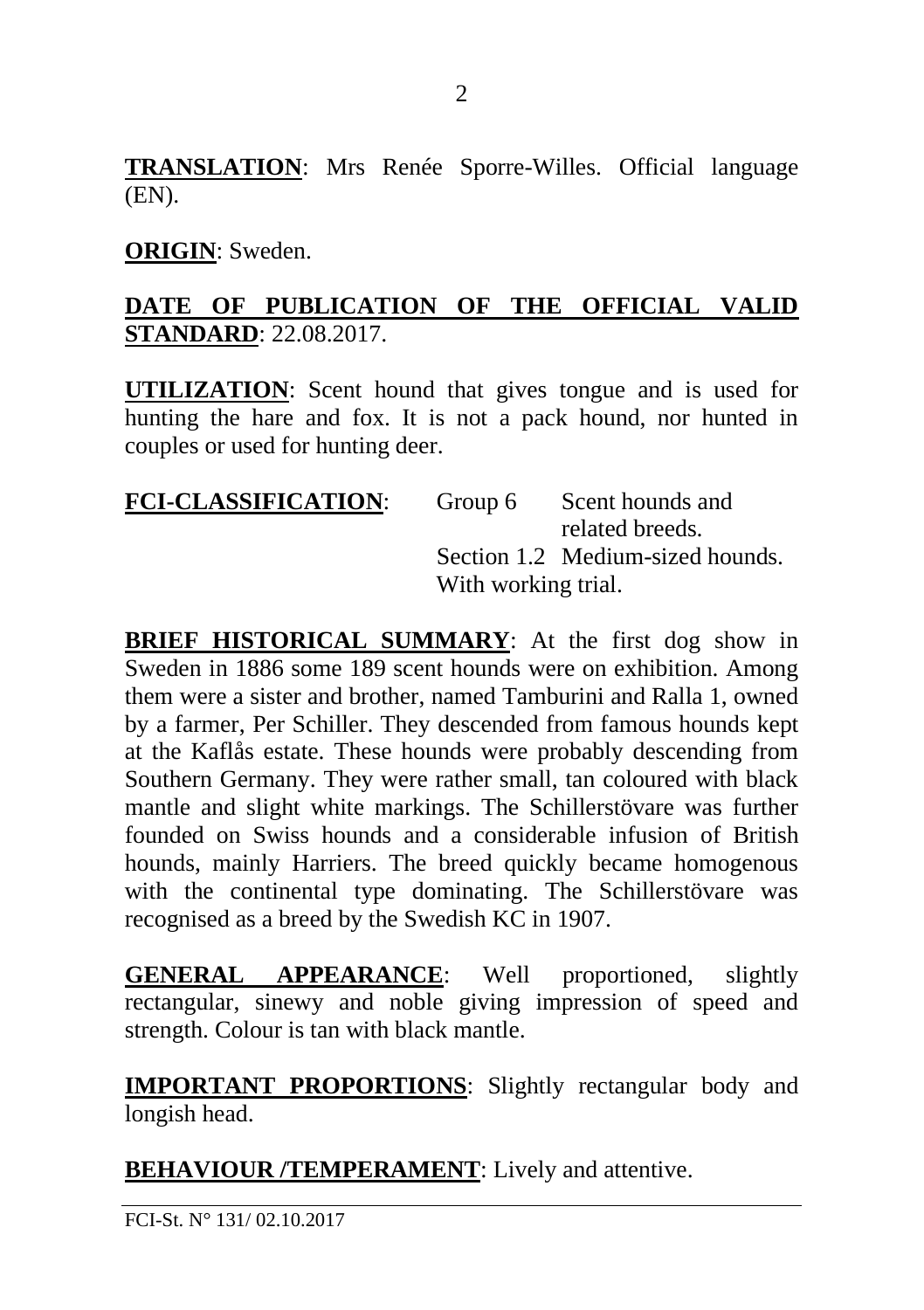**TRANSLATION**: Mrs Renée Sporre-Willes. Official language (EN).

**ORIGIN**: Sweden.

**DATE OF PUBLICATION OF THE OFFICIAL VALID STANDARD**: 22.08.2017.

**UTILIZATION**: Scent hound that gives tongue and is used for hunting the hare and fox. It is not a pack hound, nor hunted in couples or used for hunting deer.

**FCI-CLASSIFICATION**: Group 6 Scent hounds and related breeds.
Section 1.2 Medium-sized hounds.
With working trial.

**BRIEF HISTORICAL SUMMARY**: At the first dog show in Sweden in 1886 some 189 scent hounds were on exhibition. Among them were a sister and brother, named Tamburini and Ralla 1, owned by a farmer, Per Schiller. They descended from famous hounds kept at the Kaflås estate. These hounds were probably descending from Southern Germany. They were rather small, tan coloured with black mantle and slight white markings. The Schillerstövare was further founded on Swiss hounds and a considerable infusion of British hounds, mainly Harriers. The breed quickly became homogenous with the continental type dominating. The Schillerstövare was recognised as a breed by the Swedish KC in 1907.

**GENERAL APPEARANCE**: Well proportioned, slightly rectangular, sinewy and noble giving impression of speed and strength. Colour is tan with black mantle.

**IMPORTANT PROPORTIONS**: Slightly rectangular body and longish head.

**BEHAVIOUR /TEMPERAMENT**: Lively and attentive.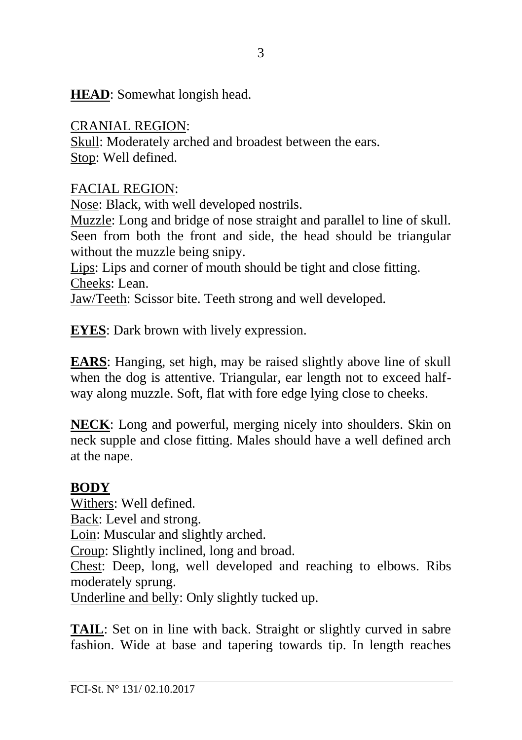**HEAD**: Somewhat longish head.

CRANIAL REGION:
Skull: Moderately arched and broadest between the ears.
Stop: Well defined.

FACIAL REGION:
Nose: Black, with well developed nostrils.
Muzzle: Long and bridge of nose straight and parallel to line of skull. Seen from both the front and side, the head should be triangular without the muzzle being snipy.
Lips: Lips and corner of mouth should be tight and close fitting.
Cheeks: Lean.
Jaw/Teeth: Scissor bite. Teeth strong and well developed.

**EYES**: Dark brown with lively expression.

**EARS**: Hanging, set high, may be raised slightly above line of skull when the dog is attentive. Triangular, ear length not to exceed half-way along muzzle. Soft, flat with fore edge lying close to cheeks.

**NECK**: Long and powerful, merging nicely into shoulders. Skin on neck supple and close fitting. Males should have a well defined arch at the nape.

**BODY**
Withers: Well defined.
Back: Level and strong.
Loin: Muscular and slightly arched.
Croup: Slightly inclined, long and broad.
Chest: Deep, long, well developed and reaching to elbows. Ribs moderately sprung.
Underline and belly: Only slightly tucked up.

**TAIL**: Set on in line with back. Straight or slightly curved in sabre fashion. Wide at base and tapering towards tip. In length reaches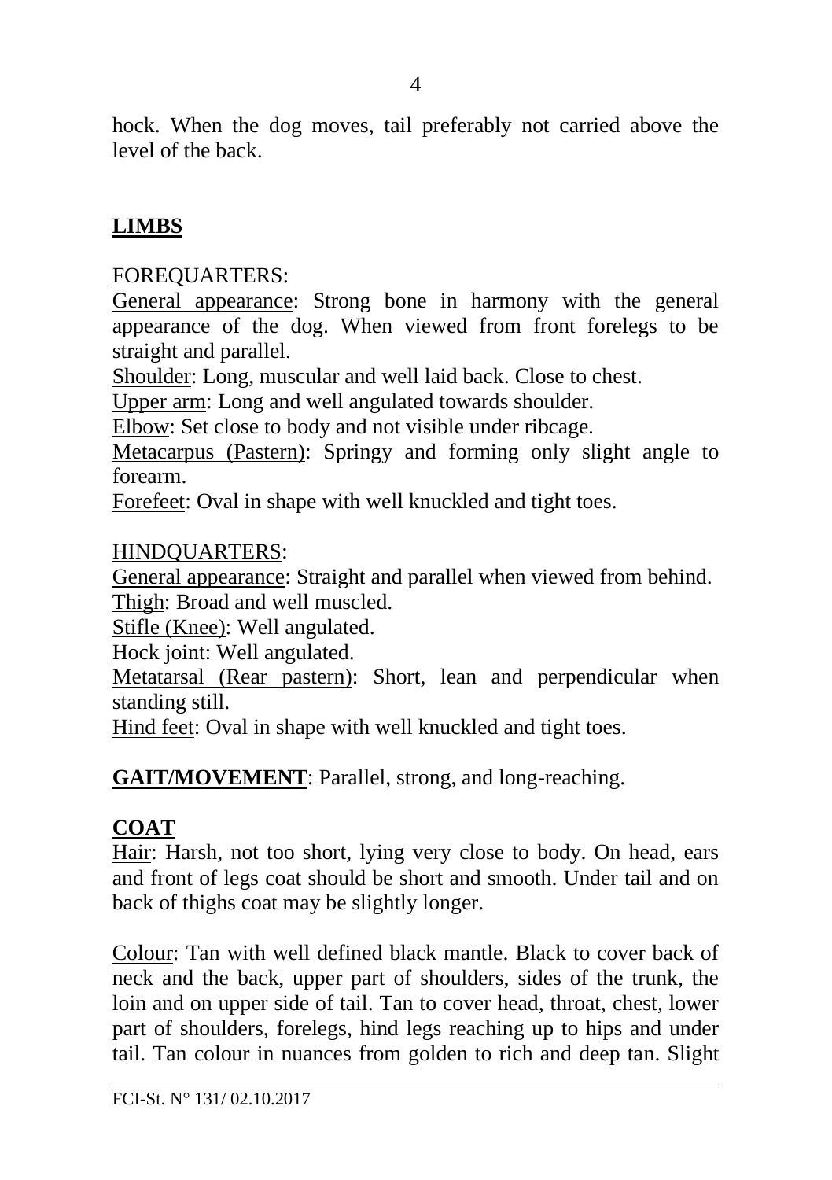hock. When the dog moves, tail preferably not carried above the level of the back.

## LIMBS

FOREQUARTERS:

General appearance: Strong bone in harmony with the general appearance of the dog. When viewed from front forelegs to be straight and parallel.

Shoulder: Long, muscular and well laid back. Close to chest.

Upper arm: Long and well angulated towards shoulder.

Elbow: Set close to body and not visible under ribcage.

Metacarpus (Pastern): Springy and forming only slight angle to forearm.

Forefeet: Oval in shape with well knuckled and tight toes.

HINDQUARTERS:

General appearance: Straight and parallel when viewed from behind.

Thigh: Broad and well muscled.

Stifle (Knee): Well angulated.

Hock joint: Well angulated.

Metatarsal (Rear pastern): Short, lean and perpendicular when standing still.

Hind feet: Oval in shape with well knuckled and tight toes.

**GAIT/MOVEMENT**: Parallel, strong, and long-reaching.

## COAT

Hair: Harsh, not too short, lying very close to body. On head, ears and front of legs coat should be short and smooth. Under tail and on back of thighs coat may be slightly longer.

Colour: Tan with well defined black mantle. Black to cover back of neck and the back, upper part of shoulders, sides of the trunk, the loin and on upper side of tail. Tan to cover head, throat, chest, lower part of shoulders, forelegs, hind legs reaching up to hips and under tail. Tan colour in nuances from golden to rich and deep tan. Slight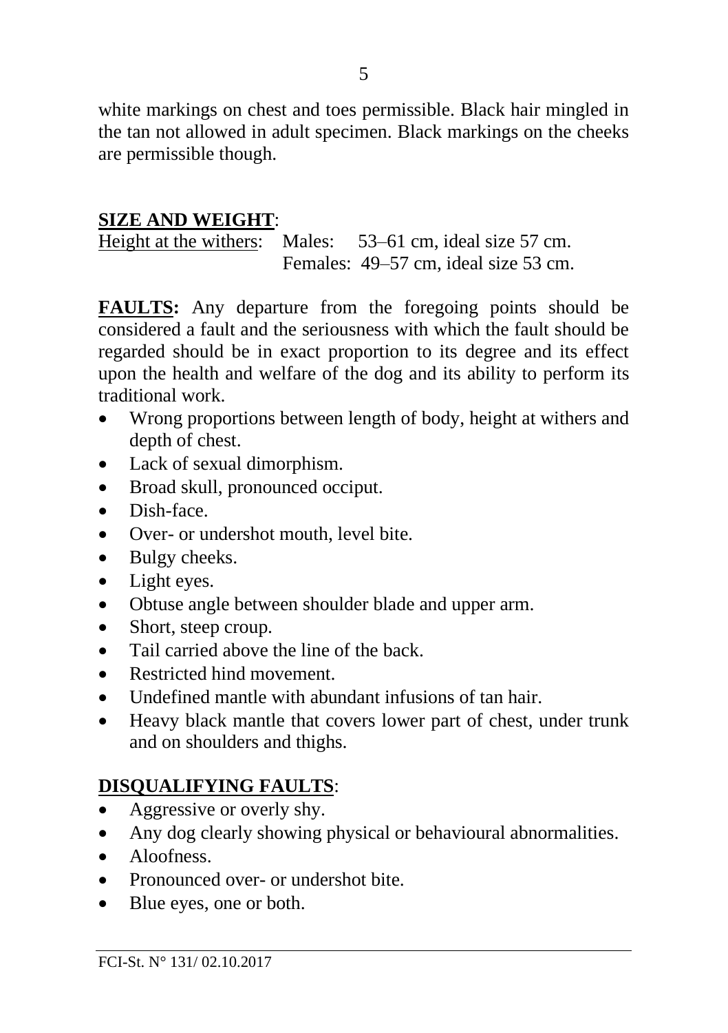white markings on chest and toes permissible. Black hair mingled in the tan not allowed in adult specimen. Black markings on the cheeks are permissible though.

## SIZE AND WEIGHT:

Height at the withers: Males: 53–61 cm, ideal size 57 cm.
Females: 49–57 cm, ideal size 53 cm.

**FAULTS:** Any departure from the foregoing points should be considered a fault and the seriousness with which the fault should be regarded should be in exact proportion to its degree and its effect upon the health and welfare of the dog and its ability to perform its traditional work.

- Wrong proportions between length of body, height at withers and depth of chest.
- Lack of sexual dimorphism.
- Broad skull, pronounced occiput.
- Dish-face.
- Over- or undershot mouth, level bite.
- Bulgy cheeks.
- Light eyes.
- Obtuse angle between shoulder blade and upper arm.
- Short, steep croup.
- Tail carried above the line of the back.
- Restricted hind movement.
- Undefined mantle with abundant infusions of tan hair.
- Heavy black mantle that covers lower part of chest, under trunk and on shoulders and thighs.

## DISQUALIFYING FAULTS:

- Aggressive or overly shy.
- Any dog clearly showing physical or behavioural abnormalities.
- Aloofness.
- Pronounced over- or undershot bite.
- Blue eyes, one or both.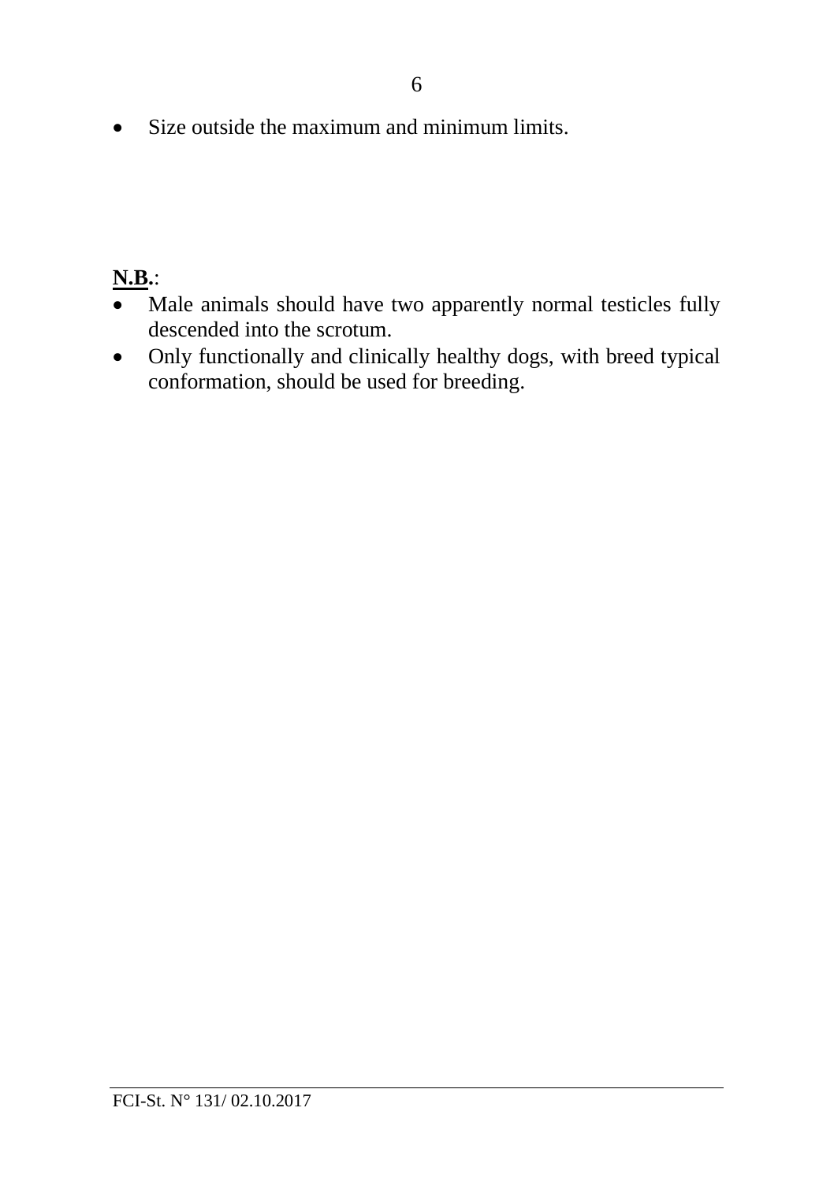- Size outside the maximum and minimum limits.

**N.B.**:

- Male animals should have two apparently normal testicles fully descended into the scrotum.
- Only functionally and clinically healthy dogs, with breed typical conformation, should be used for breeding.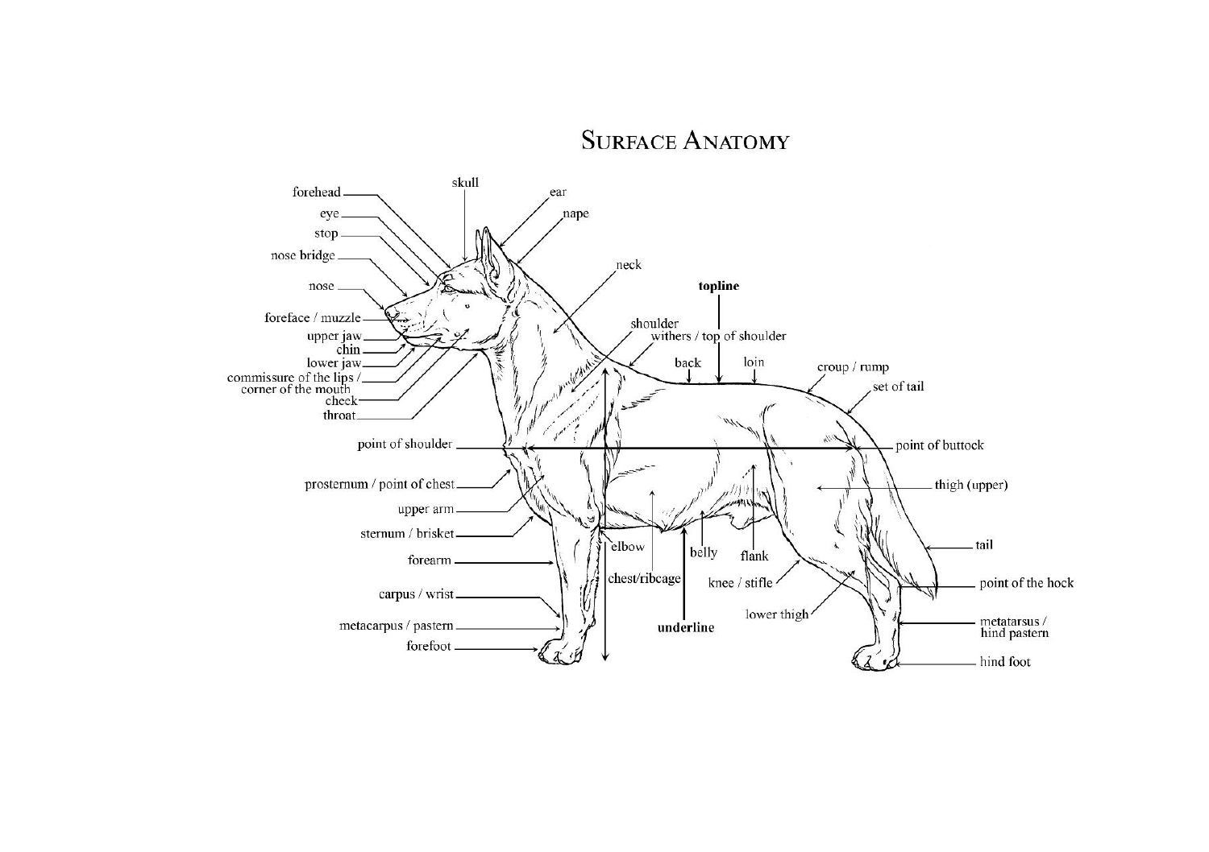# Surface Anatomy

forehead
eye
stop
nose bridge
nose
foreface / muzzle
upper jaw
chin
lower jaw
commissure of the lips / corner of the mouth
cheek
throat
skull
ear
nape
neck
topline
shoulder
withers / top of shoulder
back
loin
croup / rump
set of tail
point of shoulder
point of buttock
prosternum / point of chest
thigh (upper)
upper arm
sternum / brisket
elbow
belly
flank
tail
forearm
chest/ribcage
knee / stifle
point of the hock
carpus / wrist
lower thigh
metacarpus / pastern
underline
metatarsus / hind pastern
forefoot
hind foot